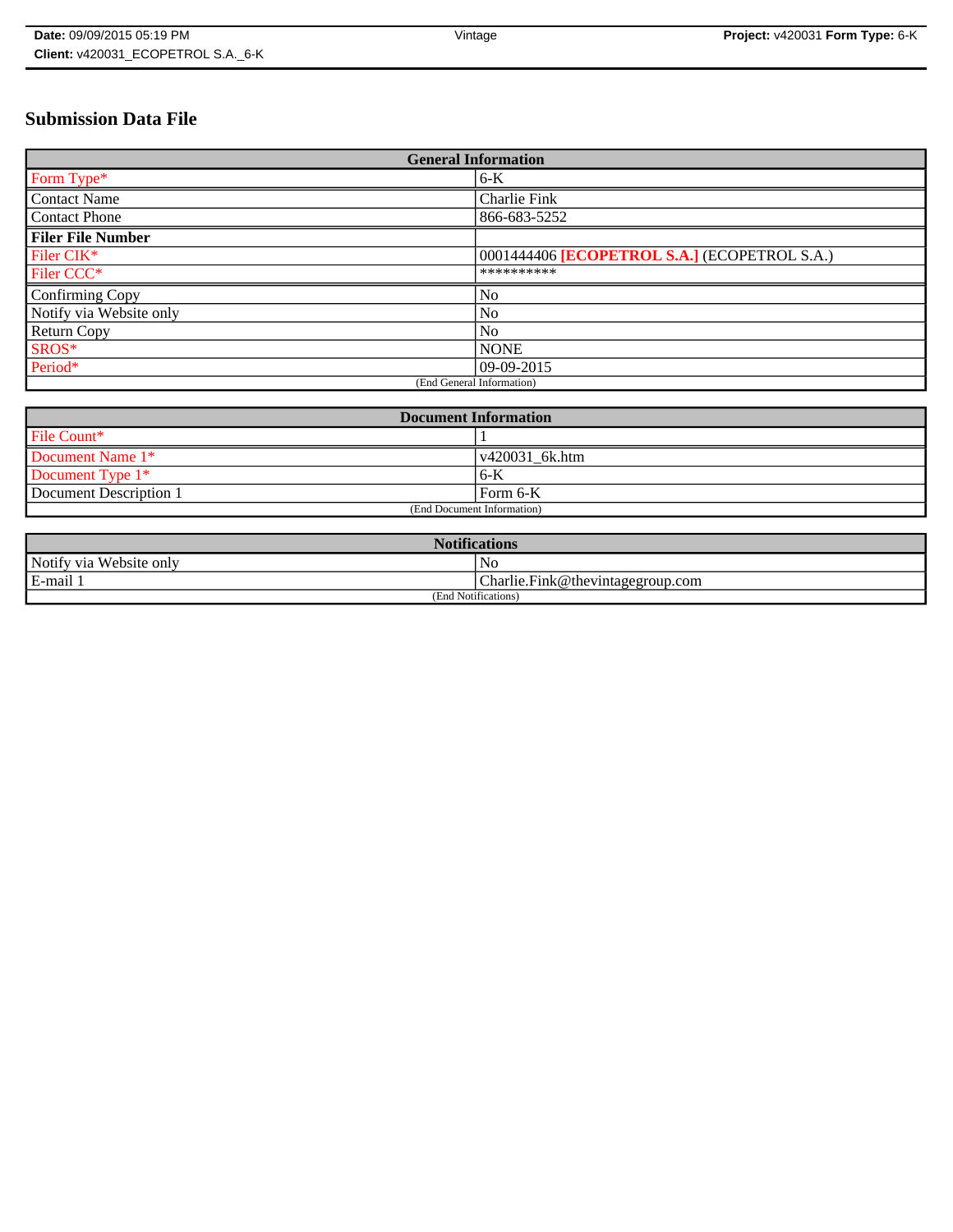# Submission Data File

| General Information | |
|---|---|
| Form Type* | 6-K |
| Contact Name | Charlie Fink |
| Contact Phone | 866-683-5252 |
| **Filer File Number** | |
| Filer CIK* | 0001444406 **[ECOPETROL S.A.]** (ECOPETROL S.A.) |
| Filer CCC* | ********** |
| Confirming Copy | No |
| Notify via Website only | No |
| Return Copy | No |
| SROS* | NONE |
| Period* | 09-09-2015 |
| (End General Information) | |

| Document Information | |
|---|---|
| File Count* | 1 |
| Document Name 1* | v420031_6k.htm |
| Document Type 1* | 6-K |
| Document Description 1 | Form 6-K |
| (End Document Information) | |

| Notifications | |
|---|---|
| Notify via Website only | No |
| E-mail 1 | Charlie.Fink@thevintagegroup.com |
| (End Notifications) | |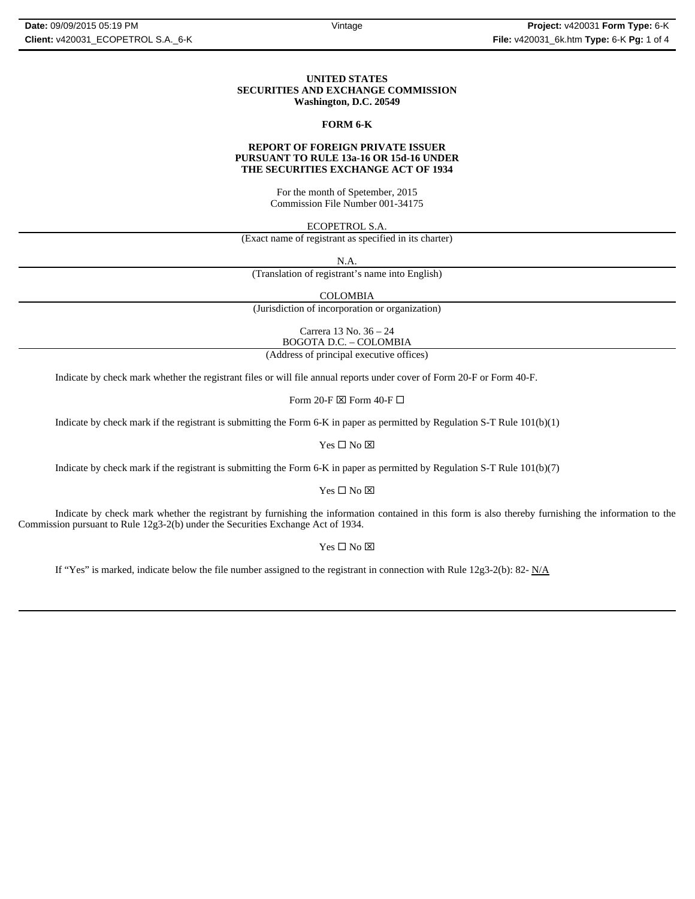**UNITED STATES**
**SECURITIES AND EXCHANGE COMMISSION**
**Washington, D.C. 20549**

**FORM 6-K**

**REPORT OF FOREIGN PRIVATE ISSUER**
**PURSUANT TO RULE 13a-16 OR 15d-16 UNDER**
**THE SECURITIES EXCHANGE ACT OF 1934**

For the month of Spetember, 2015
Commission File Number 001-34175

ECOPETROL S.A.
(Exact name of registrant as specified in its charter)

N.A.
(Translation of registrant's name into English)

COLOMBIA
(Jurisdiction of incorporation or organization)

Carrera 13 No. 36 – 24
BOGOTA D.C. – COLOMBIA
(Address of principal executive offices)

Indicate by check mark whether the registrant files or will file annual reports under cover of Form 20-F or Form 40-F.

Form 20-F ☒ Form 40-F ☐

Indicate by check mark if the registrant is submitting the Form 6-K in paper as permitted by Regulation S-T Rule 101(b)(1)

Yes ☐ No ☒

Indicate by check mark if the registrant is submitting the Form 6-K in paper as permitted by Regulation S-T Rule 101(b)(7)

Yes ☐ No ☒

Indicate by check mark whether the registrant by furnishing the information contained in this form is also thereby furnishing the information to the Commission pursuant to Rule 12g3-2(b) under the Securities Exchange Act of 1934.

Yes ☐ No ☒

If "Yes" is marked, indicate below the file number assigned to the registrant in connection with Rule 12g3-2(b): 82- N/A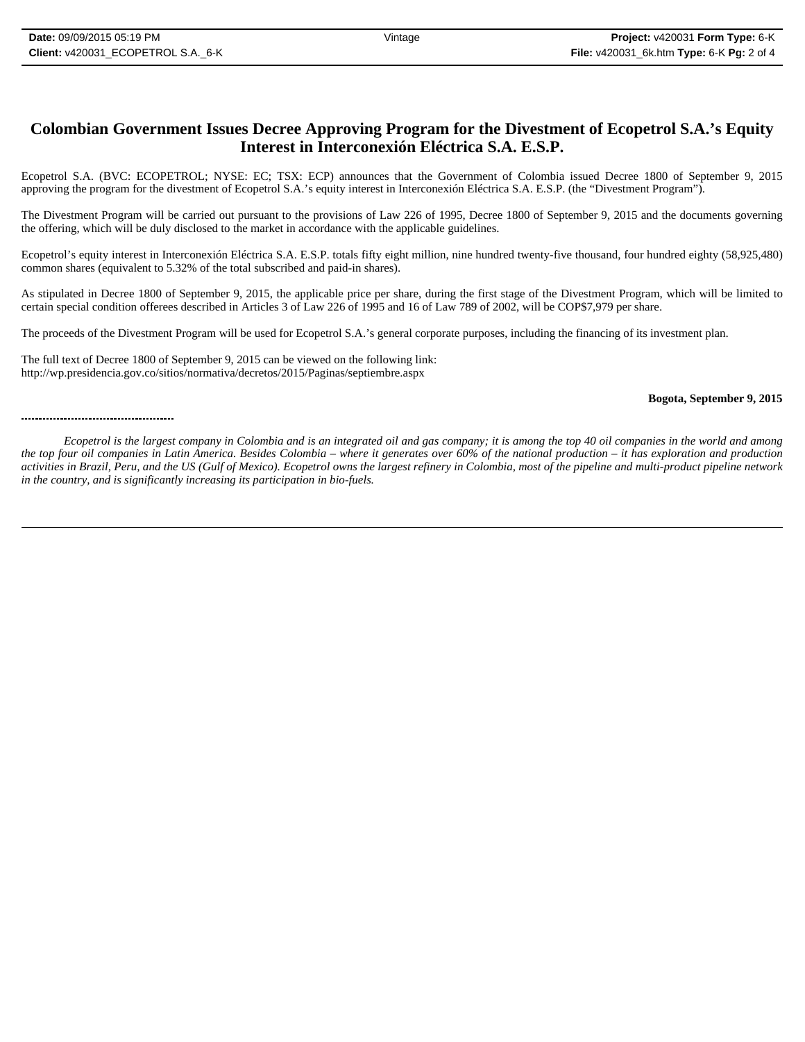# Colombian Government Issues Decree Approving Program for the Divestment of Ecopetrol S.A.'s Equity Interest in Interconexión Eléctrica S.A. E.S.P.

Ecopetrol S.A. (BVC: ECOPETROL; NYSE: EC; TSX: ECP) announces that the Government of Colombia issued Decree 1800 of September 9, 2015 approving the program for the divestment of Ecopetrol S.A.'s equity interest in Interconexión Eléctrica S.A. E.S.P. (the "Divestment Program").

The Divestment Program will be carried out pursuant to the provisions of Law 226 of 1995, Decree 1800 of September 9, 2015 and the documents governing the offering, which will be duly disclosed to the market in accordance with the applicable guidelines.

Ecopetrol's equity interest in Interconexión Eléctrica S.A. E.S.P. totals fifty eight million, nine hundred twenty-five thousand, four hundred eighty (58,925,480) common shares (equivalent to 5.32% of the total subscribed and paid-in shares).

As stipulated in Decree 1800 of September 9, 2015, the applicable price per share, during the first stage of the Divestment Program, which will be limited to certain special condition offerees described in Articles 3 of Law 226 of 1995 and 16 of Law 789 of 2002, will be COP$7,979 per share.

The proceeds of the Divestment Program will be used for Ecopetrol S.A.'s general corporate purposes, including the financing of its investment plan.

The full text of Decree 1800 of September 9, 2015 can be viewed on the following link:
http://wp.presidencia.gov.co/sitios/normativa/decretos/2015/Paginas/septiembre.aspx

**Bogota, September 9, 2015**

---

*Ecopetrol is the largest company in Colombia and is an integrated oil and gas company; it is among the top 40 oil companies in the world and among the top four oil companies in Latin America. Besides Colombia – where it generates over 60% of the national production – it has exploration and production activities in Brazil, Peru, and the US (Gulf of Mexico). Ecopetrol owns the largest refinery in Colombia, most of the pipeline and multi-product pipeline network in the country, and is significantly increasing its participation in bio-fuels.*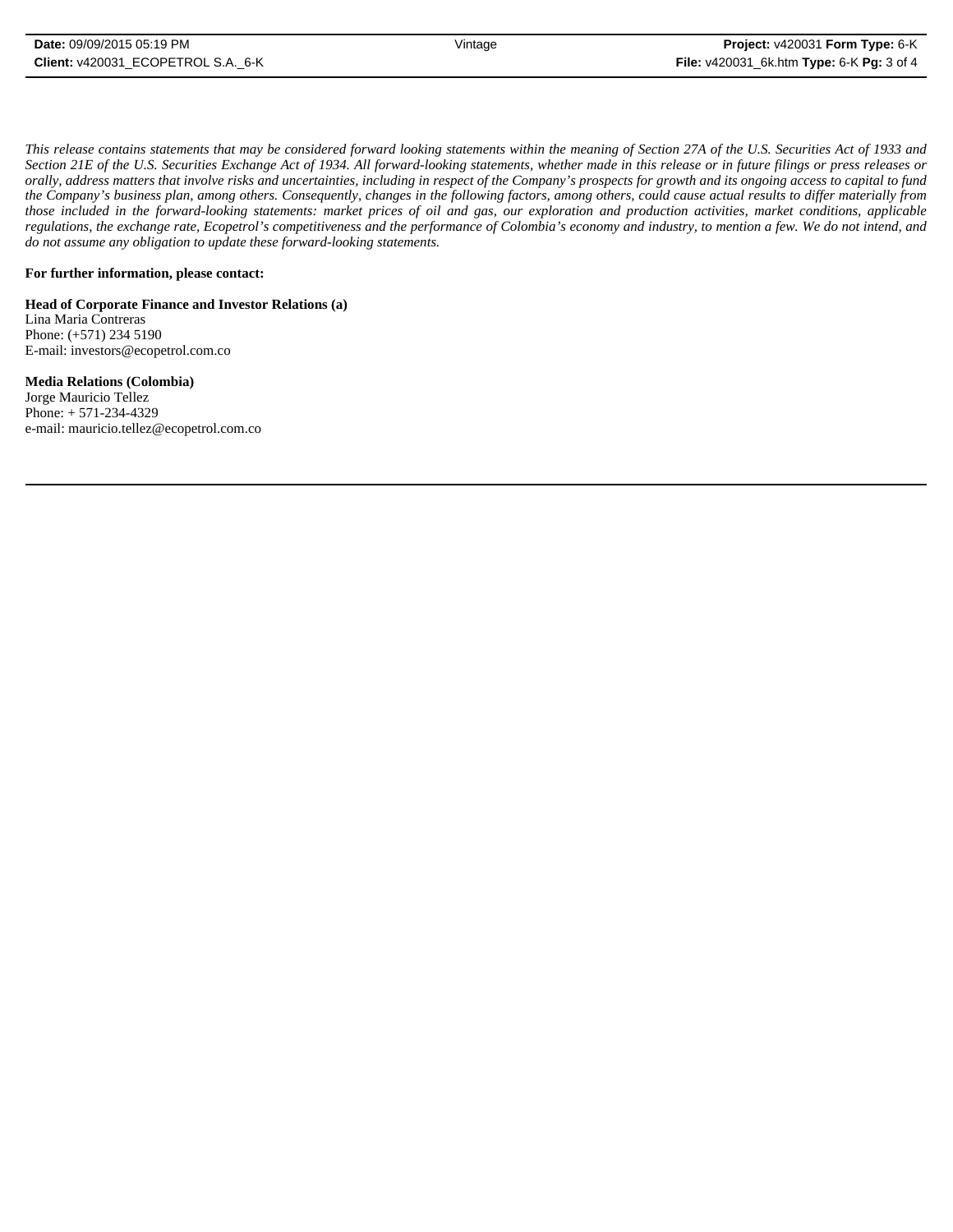*This release contains statements that may be considered forward looking statements within the meaning of Section 27A of the U.S. Securities Act of 1933 and Section 21E of the U.S. Securities Exchange Act of 1934. All forward-looking statements, whether made in this release or in future filings or press releases or orally, address matters that involve risks and uncertainties, including in respect of the Company's prospects for growth and its ongoing access to capital to fund the Company's business plan, among others. Consequently, changes in the following factors, among others, could cause actual results to differ materially from those included in the forward-looking statements: market prices of oil and gas, our exploration and production activities, market conditions, applicable regulations, the exchange rate, Ecopetrol's competitiveness and the performance of Colombia's economy and industry, to mention a few. We do not intend, and do not assume any obligation to update these forward-looking statements.*

**For further information, please contact:**

**Head of Corporate Finance and Investor Relations (a)**
Lina Maria Contreras
Phone: (+571) 234 5190
E-mail: investors@ecopetrol.com.co

**Media Relations (Colombia)**
Jorge Mauricio Tellez
Phone: + 571-234-4329
e-mail: mauricio.tellez@ecopetrol.com.co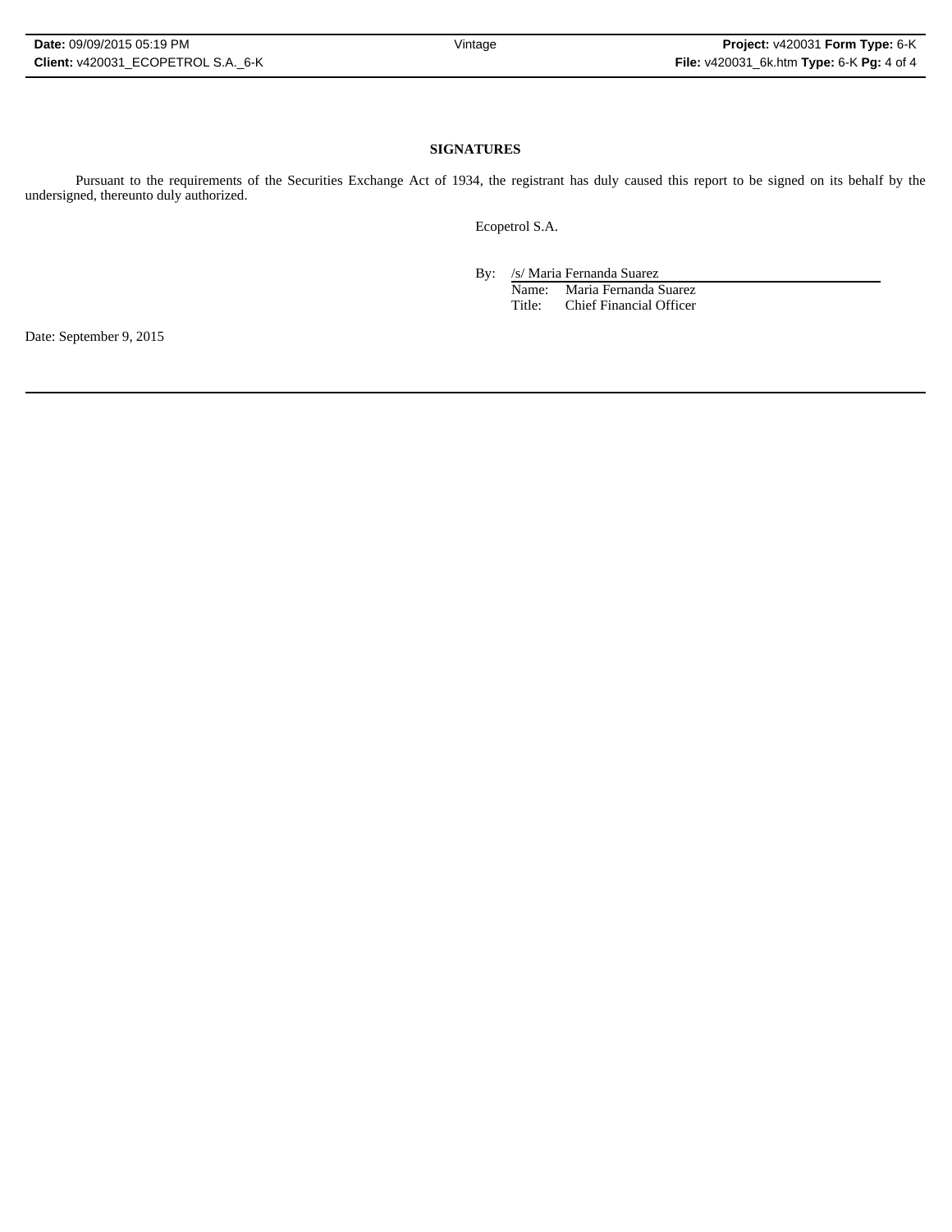**SIGNATURES**

Pursuant to the requirements of the Securities Exchange Act of 1934, the registrant has duly caused this report to be signed on its behalf by the undersigned, thereunto duly authorized.

Ecopetrol S.A.

By: /s/ Maria Fernanda Suarez

Name: Maria Fernanda Suarez

Title: Chief Financial Officer

Date: September 9, 2015